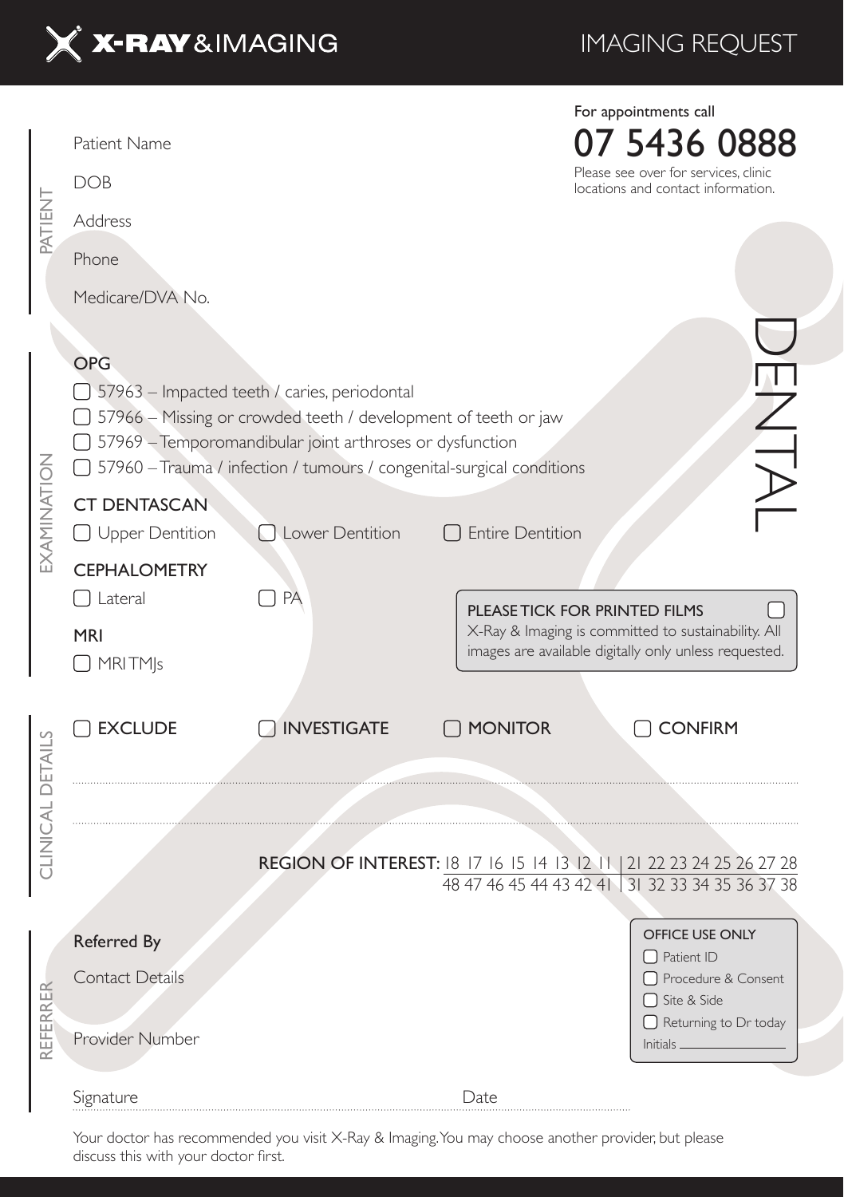# X-RAY & IMAGING

## IMAGING REQUEST

For appointments call

**07 5436 0888**

Please see over for services, clinic locations and contact information.

DENTAL

### PATIENT

Patient Name

DOB

Address

Phone

Medicare/DVA No.

### EXAMINATION

**OPG**

- ☐ 57963 – Impacted teeth / caries, periodontal
- ☐ 57966 – Missing or crowded teeth / development of teeth or jaw
- ☐ 57969 – Temporomandibular joint arthroses or dysfunction
- ☐ 57960 – Trauma / infection / tumours / congenital-surgical conditions

**CT DENTASCAN**

☐ Upper Dentition ☐ Lower Dentition ☐ Entire Dentition

**CEPHALOMETRY**

☐ Lateral ☐ PA

**MRI**

☐ MRI TMJs

**PLEASE TICK FOR PRINTED FILMS** ☐

X-Ray & Imaging is committed to sustainability. All images are available digitally only unless requested.

### CLINICAL DETAILS

☐ **EXCLUDE** ☐ **INVESTIGATE** ☐ **MONITOR** ☐ **CONFIRM**

**REGION OF INTEREST:** 18 17 16 15 14 13 12 11 | 21 22 23 24 25 26 27 28

48 47 46 45 44 43 42 41 | 31 32 33 34 35 36 37 38

### REFERRER

Referred By

Contact Details

Provider Number

Signature Date

**OFFICE USE ONLY**

- ☐ Patient ID
- ☐ Procedure & Consent
- ☐ Site & Side
- ☐ Returning to Dr today

Initials

Your doctor has recommended you visit X-Ray & Imaging. You may choose another provider, but please discuss this with your doctor first.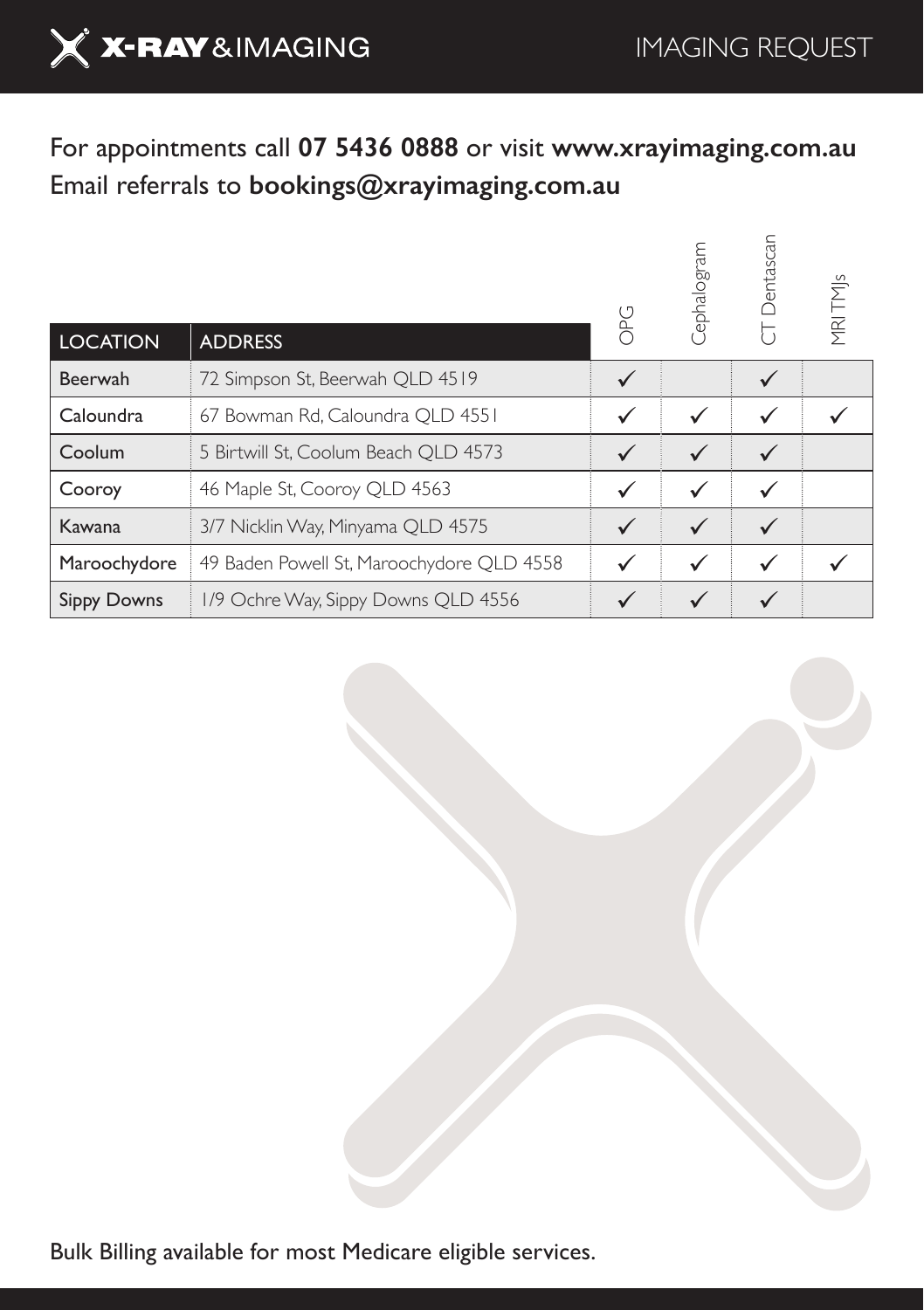# X-RAY & IMAGING

## IMAGING REQUEST

For appointments call **07 5436 0888** or visit **www.xrayimaging.com.au**
Email referrals to **bookings@xrayimaging.com.au**

| LOCATION | ADDRESS | OPG | Cephalogram | CT Dentascan | MRI TMJs |
|---|---|---|---|---|---|
| Beerwah | 72 Simpson St, Beerwah QLD 4519 | ✓ | | ✓ | |
| Caloundra | 67 Bowman Rd, Caloundra QLD 4551 | ✓ | ✓ | ✓ | ✓ |
| Coolum | 5 Birtwill St, Coolum Beach QLD 4573 | ✓ | ✓ | ✓ | |
| Cooroy | 46 Maple St, Cooroy QLD 4563 | ✓ | ✓ | ✓ | |
| Kawana | 3/7 Nicklin Way, Minyama QLD 4575 | ✓ | ✓ | ✓ | |
| Maroochydore | 49 Baden Powell St, Maroochydore QLD 4558 | ✓ | ✓ | ✓ | ✓ |
| Sippy Downs | 1/9 Ochre Way, Sippy Downs QLD 4556 | ✓ | ✓ | ✓ | |

Bulk Billing available for most Medicare eligible services.